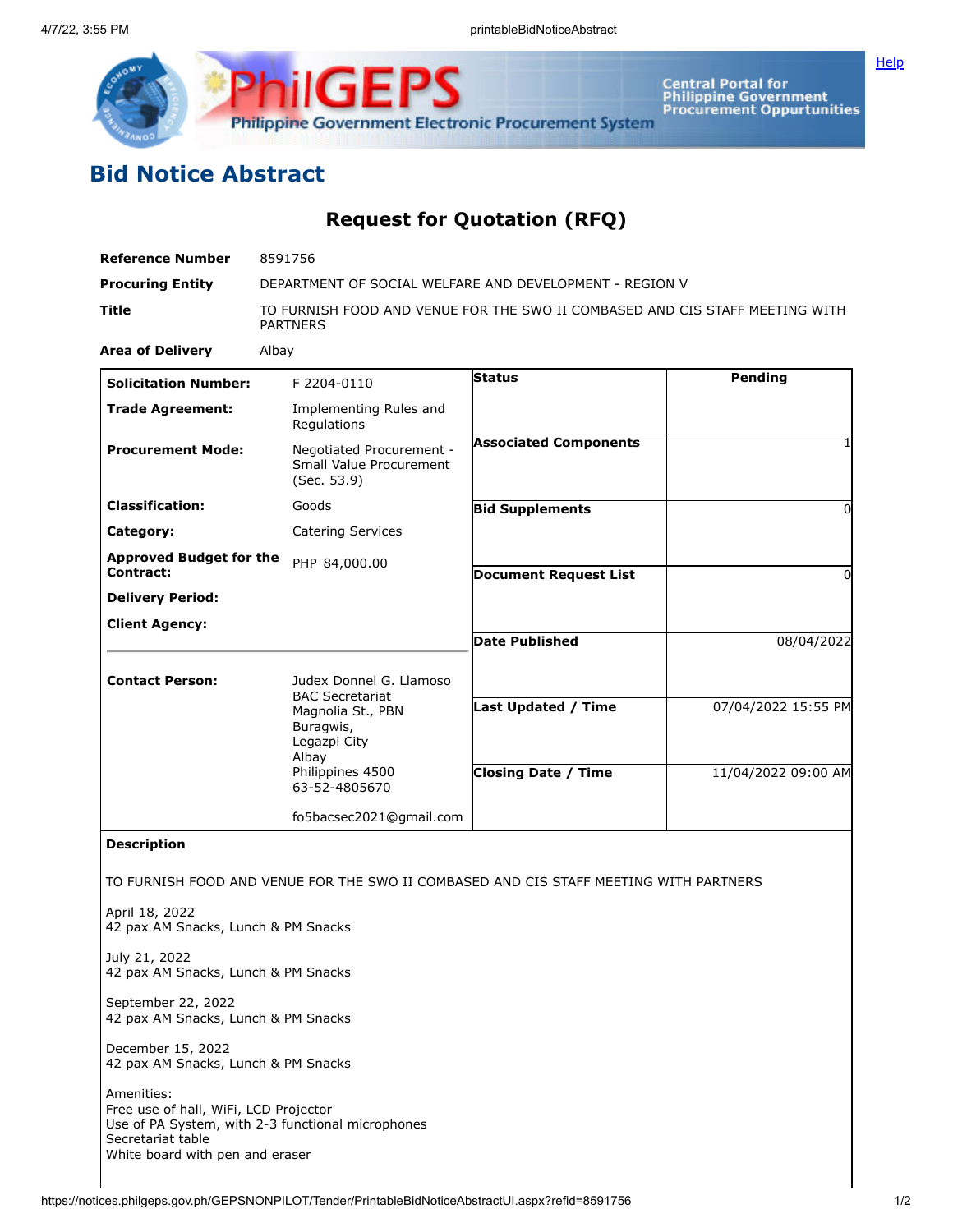# Bid Notice Abstract

## Request for Quotation (RFQ)

| | |
|---|---|
| **Reference Number** | 8591756 |
| **Procuring Entity** | DEPARTMENT OF SOCIAL WELFARE AND DEVELOPMENT - REGION V |
| **Title** | TO FURNISH FOOD AND VENUE FOR THE SWO II COMBASED AND CIS STAFF MEETING WITH PARTNERS |
| **Area of Delivery** | Albay |

| | | | |
|---|---|---|---|
| **Solicitation Number:** | F 2204-0110 | **Status** | Pending |
| **Trade Agreement:** | Implementing Rules and Regulations | | |
| **Procurement Mode:** | Negotiated Procurement - Small Value Procurement (Sec. 53.9) | **Associated Components** | 1 |
| **Classification:** | Goods | **Bid Supplements** | 0 |
| **Category:** | Catering Services | | |
| **Approved Budget for the Contract:** | PHP 84,000.00 | **Document Request List** | 0 |
| **Delivery Period:** | | | |
| **Client Agency:** | | **Date Published** | 08/04/2022 |
| **Contact Person:** | Judex Donnel G. Llamoso<br>BAC Secretariat<br>Magnolia St., PBN<br>Buragwis,<br>Legazpi City<br>Albay<br>Philippines 4500<br>63-52-4805670<br><br>fo5bacsec2021@gmail.com | **Last Updated / Time** | 07/04/2022 15:55 PM |
| | | **Closing Date / Time** | 11/04/2022 09:00 AM |

**Description**

TO FURNISH FOOD AND VENUE FOR THE SWO II COMBASED AND CIS STAFF MEETING WITH PARTNERS

April 18, 2022
42 pax AM Snacks, Lunch & PM Snacks

July 21, 2022
42 pax AM Snacks, Lunch & PM Snacks

September 22, 2022
42 pax AM Snacks, Lunch & PM Snacks

December 15, 2022
42 pax AM Snacks, Lunch & PM Snacks

Amenities:
Free use of hall, WiFi, LCD Projector
Use of PA System, with 2-3 functional microphones
Secretariat table
White board with pen and eraser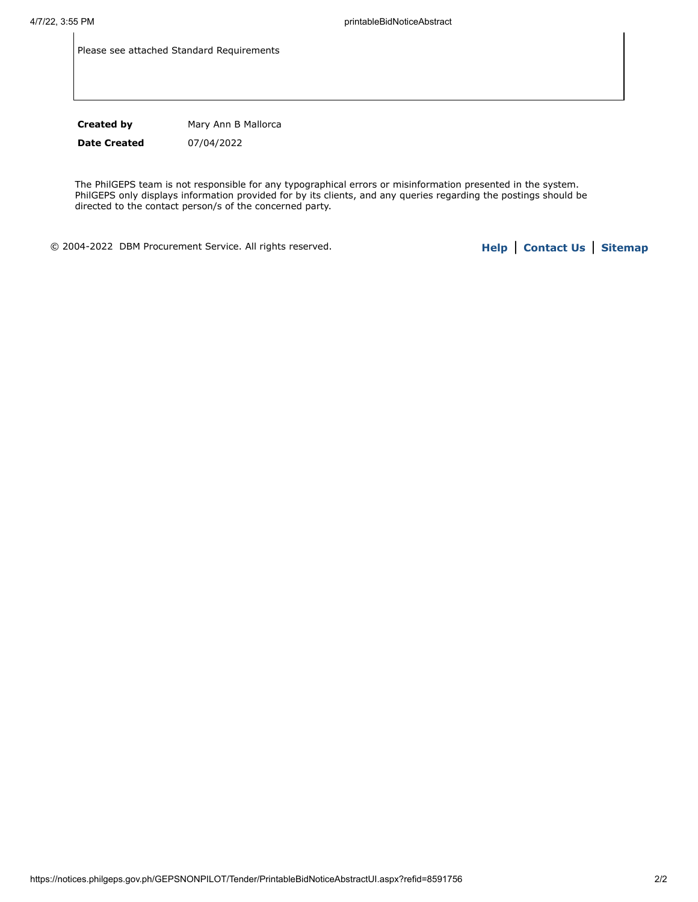Please see attached Standard Requirements

| | |
|---|---|
| **Created by** | Mary Ann B Mallorca |
| **Date Created** | 07/04/2022 |

The PhilGEPS team is not responsible for any typographical errors or misinformation presented in the system. PhilGEPS only displays information provided for by its clients, and any queries regarding the postings should be directed to the contact person/s of the concerned party.

© 2004-2022 DBM Procurement Service. All rights reserved.

**Help** | **Contact Us** | **Sitemap**